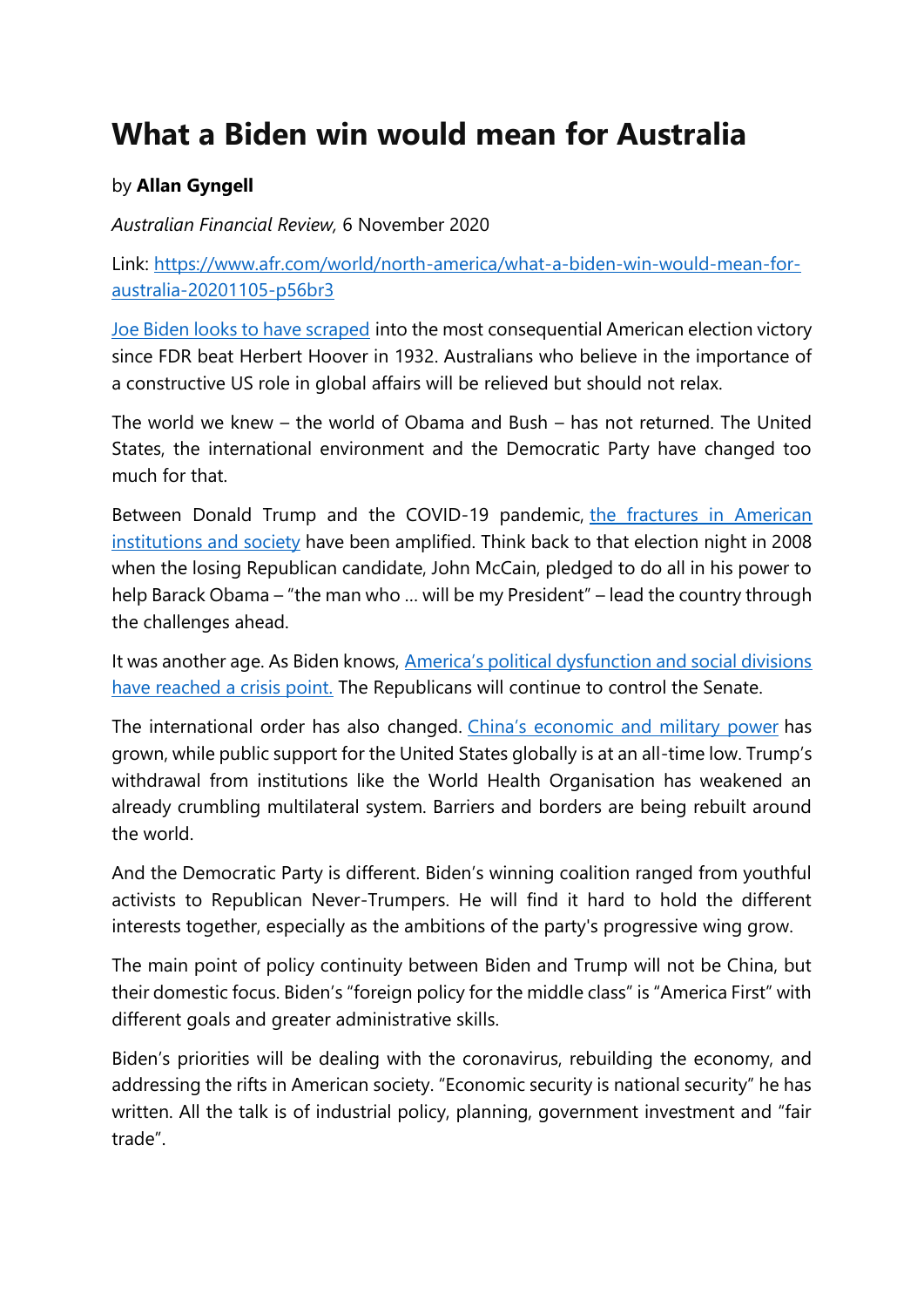# What a Biden win would mean for Australia

by **Allan Gyngell**

*Australian Financial Review,* 6 November 2020

Link: [https://www.afr.com/world/north-america/what-a-biden-win-would-mean-for-australia-20201105-p56br3](https://www.afr.com/world/north-america/what-a-biden-win-would-mean-for-australia-20201105-p56br3)

Joe Biden looks to have scraped into the most consequential American election victory since FDR beat Herbert Hoover in 1932. Australians who believe in the importance of a constructive US role in global affairs will be relieved but should not relax.

The world we knew – the world of Obama and Bush – has not returned. The United States, the international environment and the Democratic Party have changed too much for that.

Between Donald Trump and the COVID-19 pandemic, the fractures in American institutions and society have been amplified. Think back to that election night in 2008 when the losing Republican candidate, John McCain, pledged to do all in his power to help Barack Obama – "the man who … will be my President" – lead the country through the challenges ahead.

It was another age. As Biden knows, America's political dysfunction and social divisions have reached a crisis point. The Republicans will continue to control the Senate.

The international order has also changed. China's economic and military power has grown, while public support for the United States globally is at an all-time low. Trump's withdrawal from institutions like the World Health Organisation has weakened an already crumbling multilateral system. Barriers and borders are being rebuilt around the world.

And the Democratic Party is different. Biden's winning coalition ranged from youthful activists to Republican Never-Trumpers. He will find it hard to hold the different interests together, especially as the ambitions of the party's progressive wing grow.

The main point of policy continuity between Biden and Trump will not be China, but their domestic focus. Biden's "foreign policy for the middle class" is "America First" with different goals and greater administrative skills.

Biden's priorities will be dealing with the coronavirus, rebuilding the economy, and addressing the rifts in American society. "Economic security is national security" he has written. All the talk is of industrial policy, planning, government investment and "fair trade".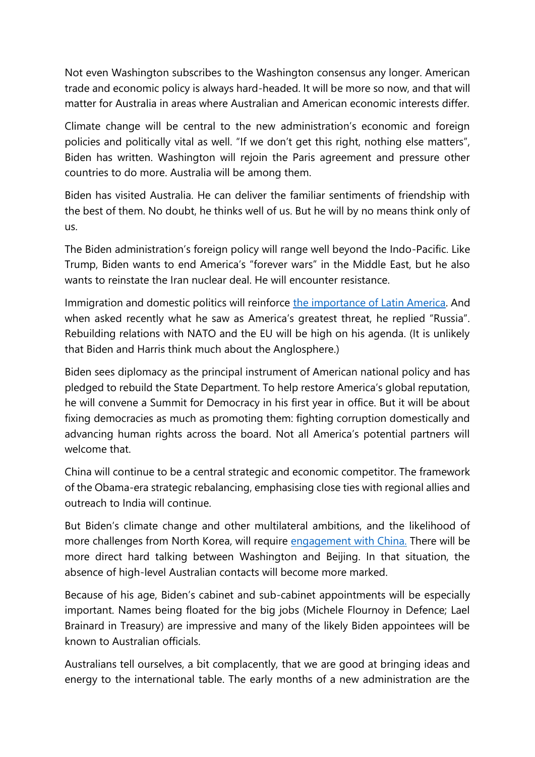Not even Washington subscribes to the Washington consensus any longer. American trade and economic policy is always hard-headed. It will be more so now, and that will matter for Australia in areas where Australian and American economic interests differ.

Climate change will be central to the new administration's economic and foreign policies and politically vital as well. "If we don't get this right, nothing else matters", Biden has written. Washington will rejoin the Paris agreement and pressure other countries to do more. Australia will be among them.

Biden has visited Australia. He can deliver the familiar sentiments of friendship with the best of them. No doubt, he thinks well of us. But he will by no means think only of us.

The Biden administration's foreign policy will range well beyond the Indo-Pacific. Like Trump, Biden wants to end America's "forever wars" in the Middle East, but he also wants to reinstate the Iran nuclear deal. He will encounter resistance.

Immigration and domestic politics will reinforce the importance of Latin America. And when asked recently what he saw as America's greatest threat, he replied "Russia". Rebuilding relations with NATO and the EU will be high on his agenda. (It is unlikely that Biden and Harris think much about the Anglosphere.)

Biden sees diplomacy as the principal instrument of American national policy and has pledged to rebuild the State Department. To help restore America's global reputation, he will convene a Summit for Democracy in his first year in office. But it will be about fixing democracies as much as promoting them: fighting corruption domestically and advancing human rights across the board. Not all America's potential partners will welcome that.

China will continue to be a central strategic and economic competitor. The framework of the Obama-era strategic rebalancing, emphasising close ties with regional allies and outreach to India will continue.

But Biden's climate change and other multilateral ambitions, and the likelihood of more challenges from North Korea, will require engagement with China. There will be more direct hard talking between Washington and Beijing. In that situation, the absence of high-level Australian contacts will become more marked.

Because of his age, Biden's cabinet and sub-cabinet appointments will be especially important. Names being floated for the big jobs (Michele Flournoy in Defence; Lael Brainard in Treasury) are impressive and many of the likely Biden appointees will be known to Australian officials.

Australians tell ourselves, a bit complacently, that we are good at bringing ideas and energy to the international table. The early months of a new administration are the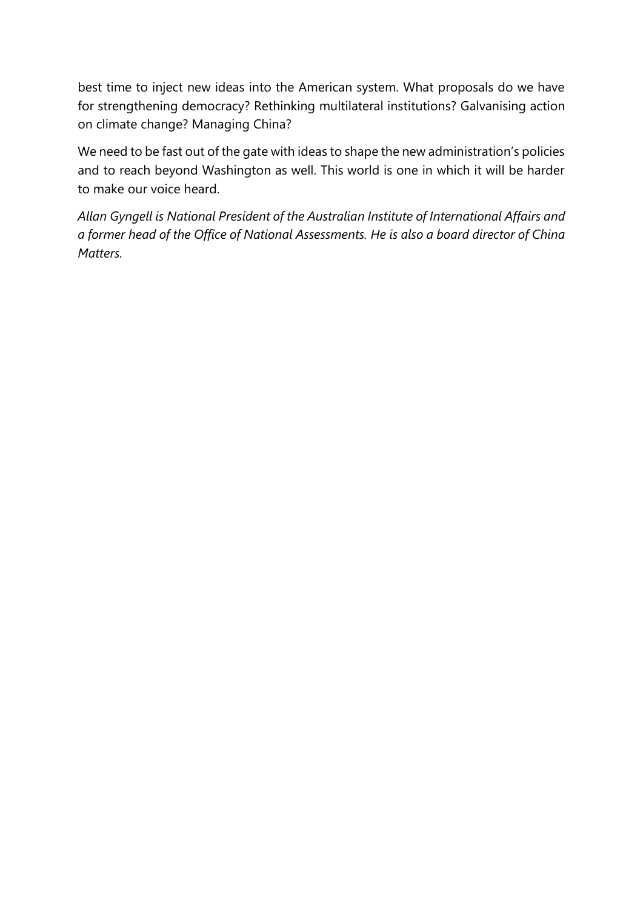best time to inject new ideas into the American system. What proposals do we have for strengthening democracy? Rethinking multilateral institutions? Galvanising action on climate change? Managing China?

We need to be fast out of the gate with ideas to shape the new administration's policies and to reach beyond Washington as well. This world is one in which it will be harder to make our voice heard.

*Allan Gyngell is National President of the Australian Institute of International Affairs and a former head of the Office of National Assessments. He is also a board director of China Matters.*